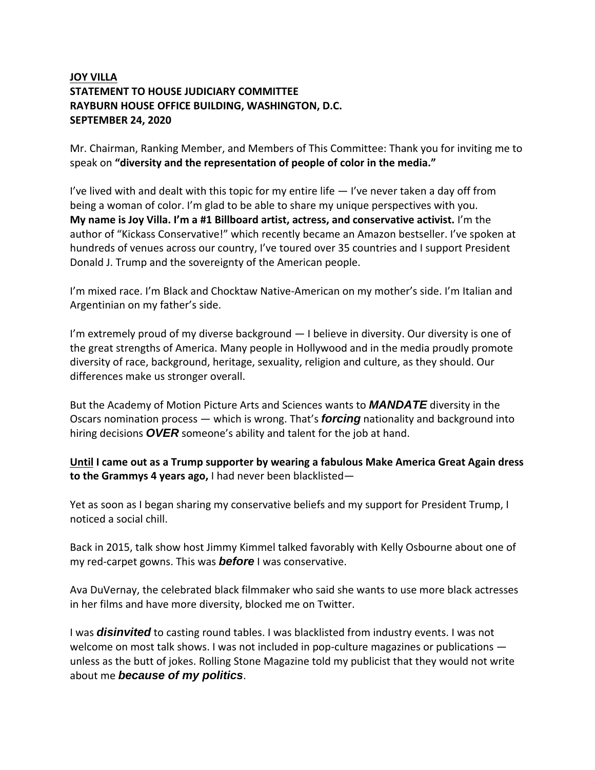**<u>JOY VILLA</u>**
**STATEMENT TO HOUSE JUDICIARY COMMITTEE**
**RAYBURN HOUSE OFFICE BUILDING, WASHINGTON, D.C.**
**SEPTEMBER 24, 2020**

Mr. Chairman, Ranking Member, and Members of This Committee: Thank you for inviting me to speak on **"diversity and the representation of people of color in the media."**

I've lived with and dealt with this topic for my entire life — I've never taken a day off from being a woman of color. I'm glad to be able to share my unique perspectives with you. **My name is Joy Villa. I'm a #1 Billboard artist, actress, and conservative activist.** I'm the author of "Kickass Conservative!" which recently became an Amazon bestseller. I've spoken at hundreds of venues across our country, I've toured over 35 countries and I support President Donald J. Trump and the sovereignty of the American people.

I'm mixed race. I'm Black and Chocktaw Native-American on my mother's side. I'm Italian and Argentinian on my father's side.

I'm extremely proud of my diverse background — I believe in diversity. Our diversity is one of the great strengths of America. Many people in Hollywood and in the media proudly promote diversity of race, background, heritage, sexuality, religion and culture, as they should. Our differences make us stronger overall.

But the Academy of Motion Picture Arts and Sciences wants to ***MANDATE*** diversity in the Oscars nomination process — which is wrong. That's ***forcing*** nationality and background into hiring decisions ***OVER*** someone's ability and talent for the job at hand.

**<u>Until</u> I came out as a Trump supporter by wearing a fabulous Make America Great Again dress to the Grammys 4 years ago,** I had never been blacklisted—

Yet as soon as I began sharing my conservative beliefs and my support for President Trump, I noticed a social chill.

Back in 2015, talk show host Jimmy Kimmel talked favorably with Kelly Osbourne about one of my red-carpet gowns. This was ***before*** I was conservative.

Ava DuVernay, the celebrated black filmmaker who said she wants to use more black actresses in her films and have more diversity, blocked me on Twitter.

I was ***disinvited*** to casting round tables. I was blacklisted from industry events. I was not welcome on most talk shows. I was not included in pop-culture magazines or publications — unless as the butt of jokes. Rolling Stone Magazine told my publicist that they would not write about me ***because of my politics***.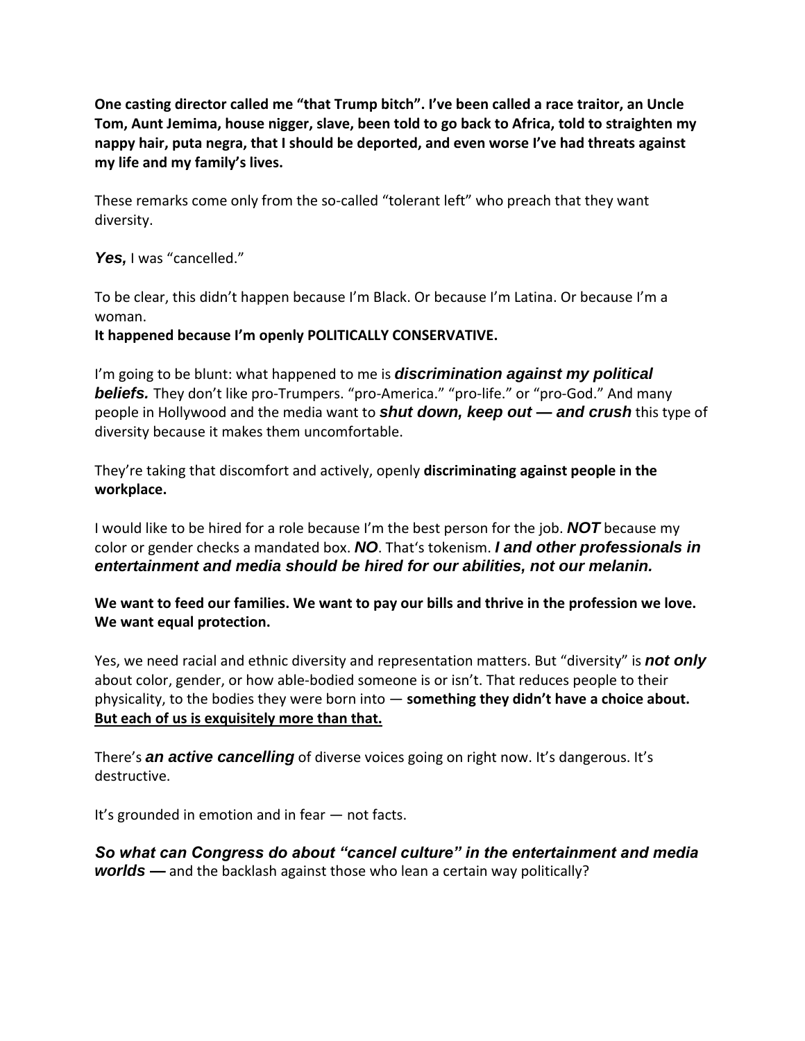**One casting director called me "that Trump bitch". I've been called a race traitor, an Uncle Tom, Aunt Jemima, house nigger, slave, been told to go back to Africa, told to straighten my nappy hair, puta negra, that I should be deported, and even worse I've had threats against my life and my family's lives.**

These remarks come only from the so-called "tolerant left" who preach that they want diversity.

***Yes,*** I was "cancelled."

To be clear, this didn't happen because I'm Black. Or because I'm Latina. Or because I'm a woman.
**It happened because I'm openly POLITICALLY CONSERVATIVE.**

I'm going to be blunt: what happened to me is ***discrimination against my political beliefs.*** They don't like pro-Trumpers. "pro-America." "pro-life." or "pro-God." And many people in Hollywood and the media want to ***shut down, keep out — and crush*** this type of diversity because it makes them uncomfortable.

They're taking that discomfort and actively, openly **discriminating against people in the workplace.**

I would like to be hired for a role because I'm the best person for the job. ***NOT*** because my color or gender checks a mandated box. ***NO***. That's tokenism. ***I and other professionals in entertainment and media should be hired for our abilities, not our melanin.***

**We want to feed our families. We want to pay our bills and thrive in the profession we love. We want equal protection.**

Yes, we need racial and ethnic diversity and representation matters. But "diversity" is ***not only*** about color, gender, or how able-bodied someone is or isn't. That reduces people to their physicality, to the bodies they were born into — **something they didn't have a choice about. <u>But each of us is exquisitely more than that.</u>**

There's ***an active cancelling*** of diverse voices going on right now. It's dangerous. It's destructive.

It's grounded in emotion and in fear — not facts.

***So what can Congress do about "cancel culture" in the entertainment and media worlds —*** and the backlash against those who lean a certain way politically?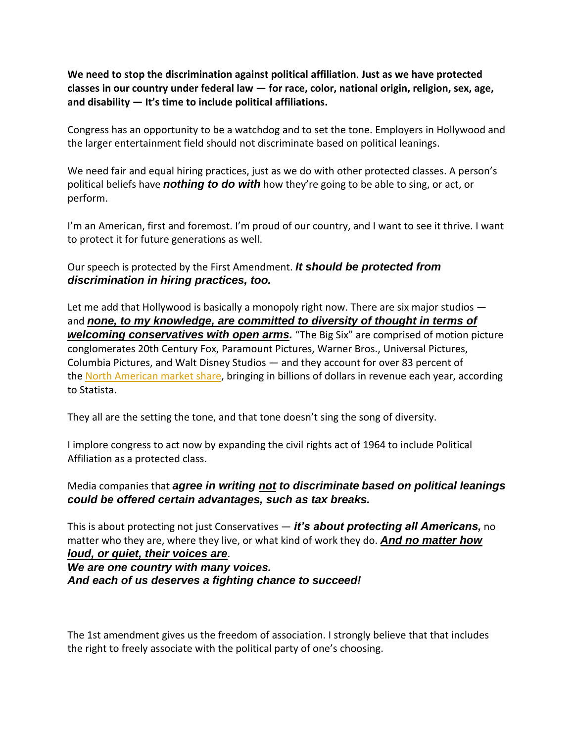**We need to stop the discrimination against political affiliation**. **Just as we have protected classes in our country under federal law — for race, color, national origin, religion, sex, age, and disability — It's time to include political affiliations.**

Congress has an opportunity to be a watchdog and to set the tone. Employers in Hollywood and the larger entertainment field should not discriminate based on political leanings.

We need fair and equal hiring practices, just as we do with other protected classes. A person's political beliefs have ***nothing to do with*** how they're going to be able to sing, or act, or perform.

I'm an American, first and foremost. I'm proud of our country, and I want to see it thrive. I want to protect it for future generations as well.

Our speech is protected by the First Amendment. ***It should be protected from discrimination in hiring practices, too.***

Let me add that Hollywood is basically a monopoly right now. There are six major studios — and <u>***none, to my knowledge, are committed to diversity of thought in terms of welcoming conservatives with open arms.***</u> "The Big Six" are comprised of motion picture conglomerates 20th Century Fox, Paramount Pictures, Warner Bros., Universal Pictures, Columbia Pictures, and Walt Disney Studios — and they account for over 83 percent of the North American market share, bringing in billions of dollars in revenue each year, according to Statista.

They all are the setting the tone, and that tone doesn't sing the song of diversity.

I implore congress to act now by expanding the civil rights act of 1964 to include Political Affiliation as a protected class.

Media companies that ***agree in writing <u>not</u> to discriminate based on political leanings could be offered certain advantages, such as tax breaks.***

This is about protecting not just Conservatives — ***it's about protecting all Americans,*** no matter who they are, where they live, or what kind of work they do. <u>***And no matter how loud, or quiet, their voices are***</u>.
***We are one country with many voices.***
***And each of us deserves a fighting chance to succeed!***

The 1st amendment gives us the freedom of association. I strongly believe that that includes the right to freely associate with the political party of one's choosing.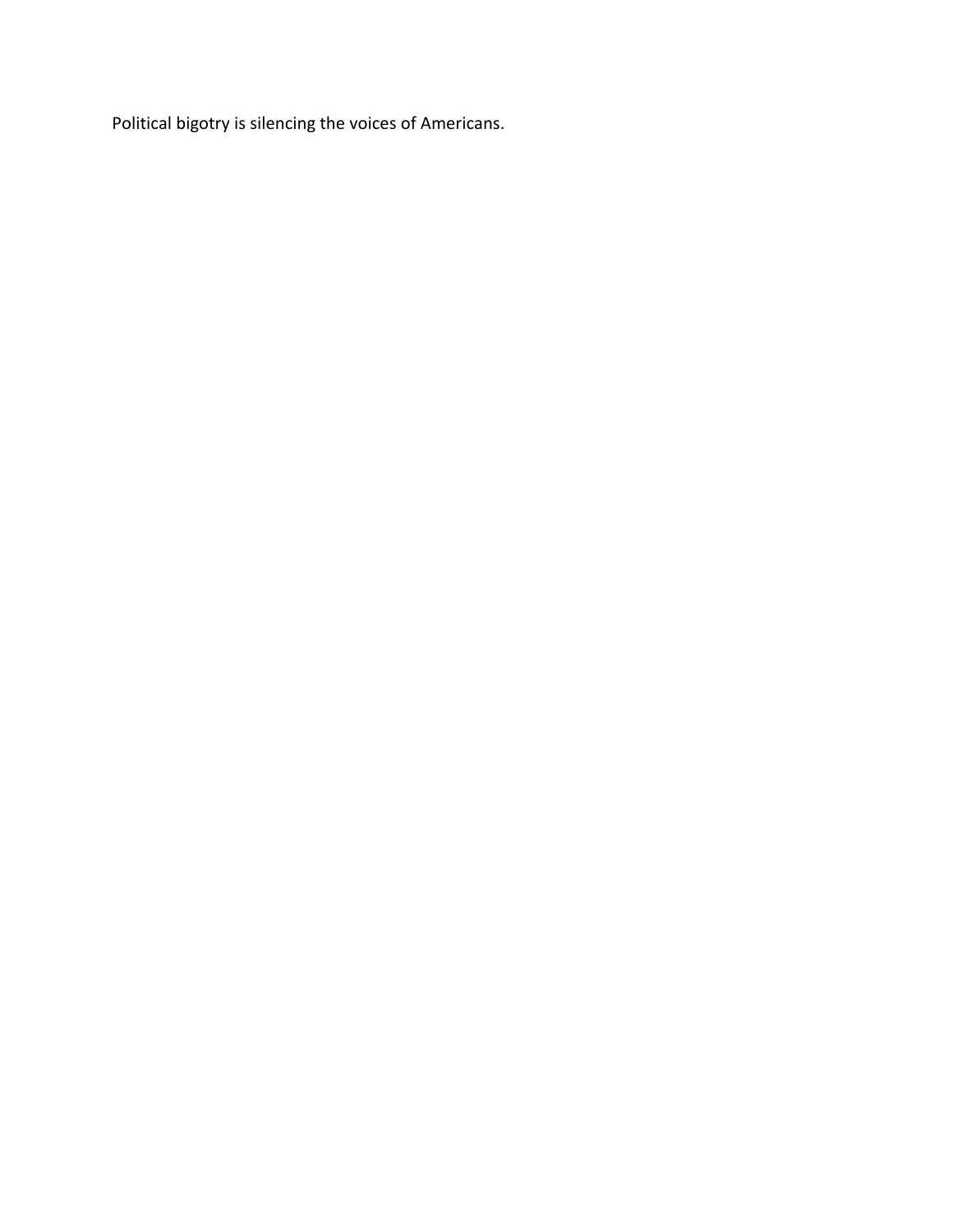Political bigotry is silencing the voices of Americans.